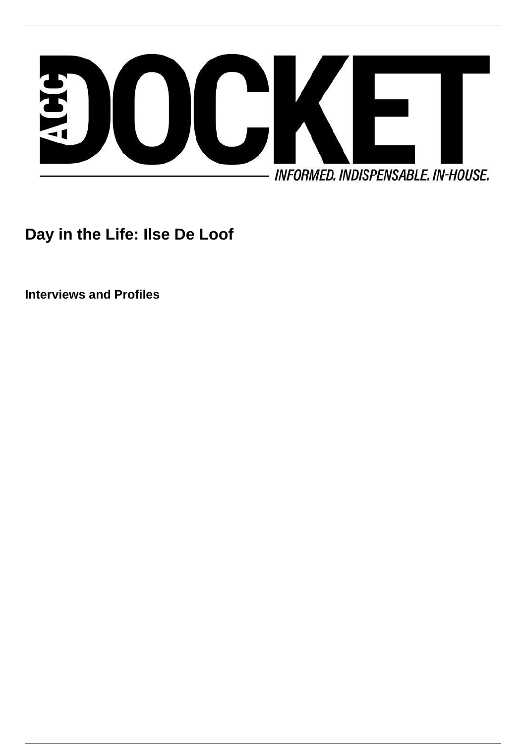# Day in the Life: Ilse De Loof

**Interviews and Profiles**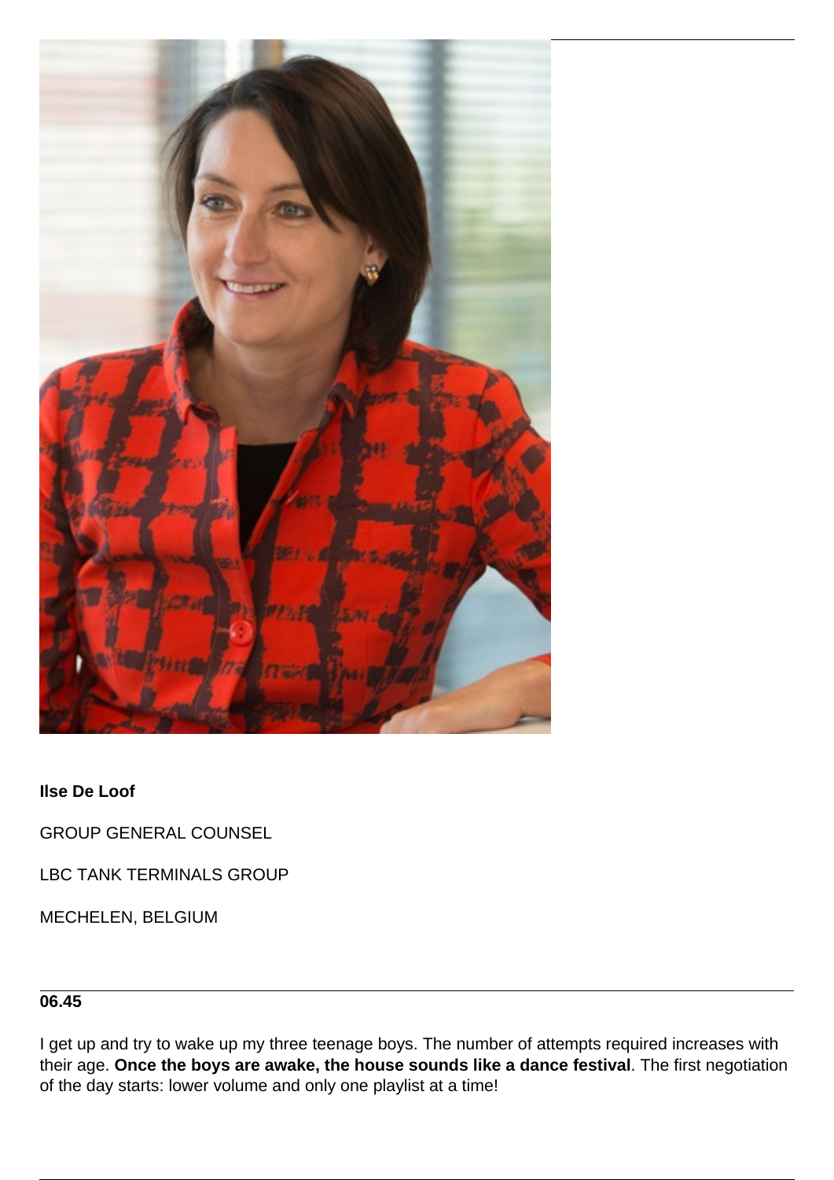**Ilse De Loof**

GROUP GENERAL COUNSEL

LBC TANK TERMINALS GROUP

MECHELEN, BELGIUM

---

**06.45**

I get up and try to wake up my three teenage boys. The number of attempts required increases with their age. **Once the boys are awake, the house sounds like a dance festival**. The first negotiation of the day starts: lower volume and only one playlist at a time!

---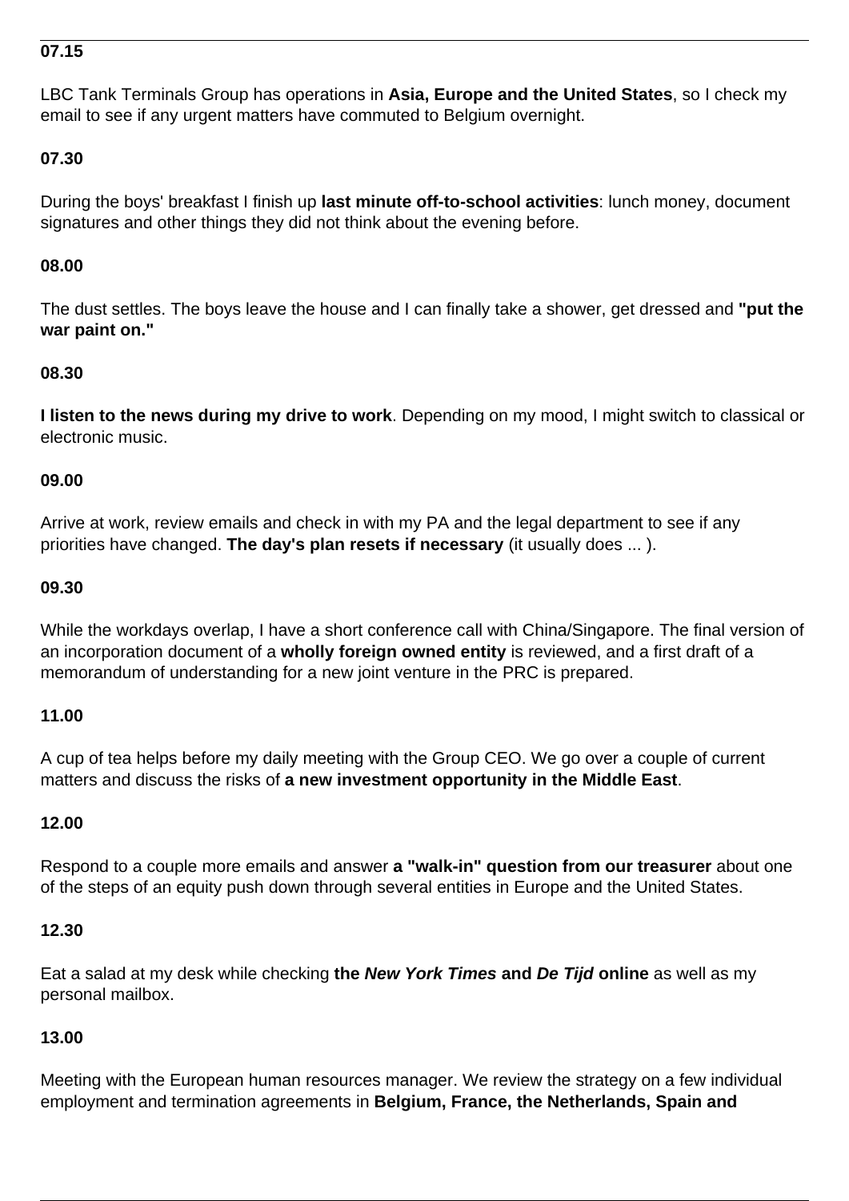**07.15**

LBC Tank Terminals Group has operations in **Asia, Europe and the United States**, so I check my email to see if any urgent matters have commuted to Belgium overnight.

**07.30**

During the boys' breakfast I finish up **last minute off-to-school activities**: lunch money, document signatures and other things they did not think about the evening before.

**08.00**

The dust settles. The boys leave the house and I can finally take a shower, get dressed and **"put the war paint on."**

**08.30**

**I listen to the news during my drive to work**. Depending on my mood, I might switch to classical or electronic music.

**09.00**

Arrive at work, review emails and check in with my PA and the legal department to see if any priorities have changed. **The day's plan resets if necessary** (it usually does ... ).

**09.30**

While the workdays overlap, I have a short conference call with China/Singapore. The final version of an incorporation document of a **wholly foreign owned entity** is reviewed, and a first draft of a memorandum of understanding for a new joint venture in the PRC is prepared.

**11.00**

A cup of tea helps before my daily meeting with the Group CEO. We go over a couple of current matters and discuss the risks of **a new investment opportunity in the Middle East**.

**12.00**

Respond to a couple more emails and answer **a "walk-in" question from our treasurer** about one of the steps of an equity push down through several entities in Europe and the United States.

**12.30**

Eat a salad at my desk while checking **the *New York Times* and *De Tijd* online** as well as my personal mailbox.

**13.00**

Meeting with the European human resources manager. We review the strategy on a few individual employment and termination agreements in **Belgium, France, the Netherlands, Spain and**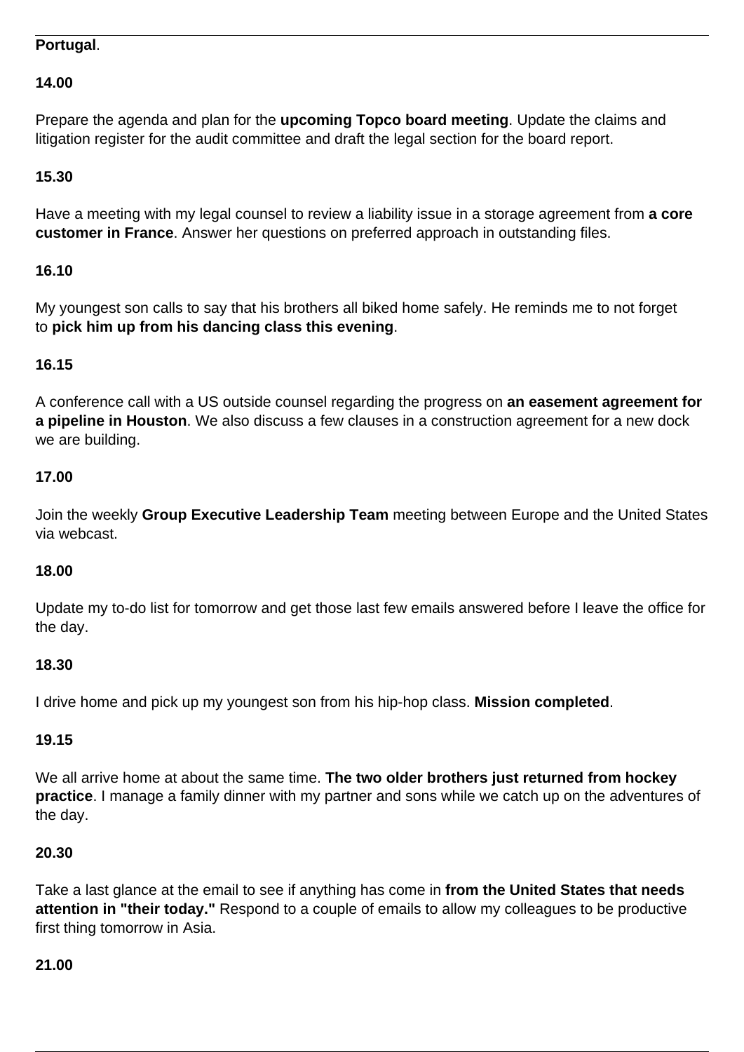**Portugal**.

**14.00**

Prepare the agenda and plan for the **upcoming Topco board meeting**. Update the claims and litigation register for the audit committee and draft the legal section for the board report.

**15.30**

Have a meeting with my legal counsel to review a liability issue in a storage agreement from **a core customer in France**. Answer her questions on preferred approach in outstanding files.

**16.10**

My youngest son calls to say that his brothers all biked home safely. He reminds me to not forget to **pick him up from his dancing class this evening**.

**16.15**

A conference call with a US outside counsel regarding the progress on **an easement agreement for a pipeline in Houston**. We also discuss a few clauses in a construction agreement for a new dock we are building.

**17.00**

Join the weekly **Group Executive Leadership Team** meeting between Europe and the United States via webcast.

**18.00**

Update my to-do list for tomorrow and get those last few emails answered before I leave the office for the day.

**18.30**

I drive home and pick up my youngest son from his hip-hop class. **Mission completed**.

**19.15**

We all arrive home at about the same time. **The two older brothers just returned from hockey practice**. I manage a family dinner with my partner and sons while we catch up on the adventures of the day.

**20.30**

Take a last glance at the email to see if anything has come in **from the United States that needs attention in "their today."** Respond to a couple of emails to allow my colleagues to be productive first thing tomorrow in Asia.

**21.00**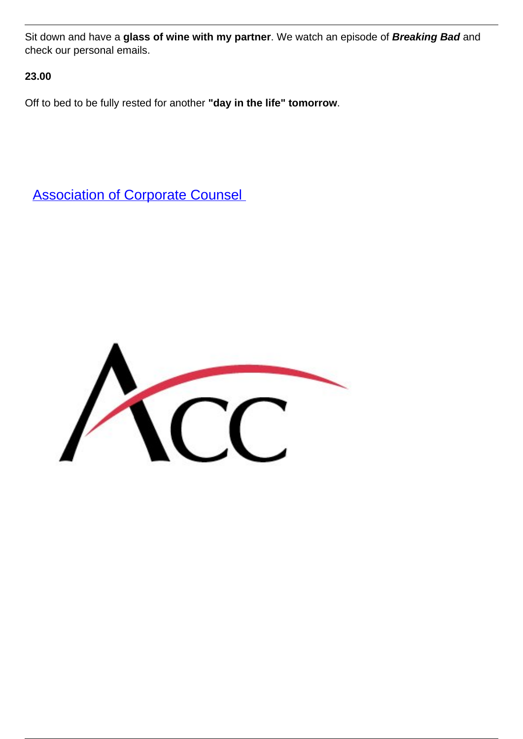Sit down and have a **glass of wine with my partner**. We watch an episode of ***Breaking Bad*** and check our personal emails.

**23.00**

Off to bed to be fully rested for another **"day in the life" tomorrow**.

Association of Corporate Counsel